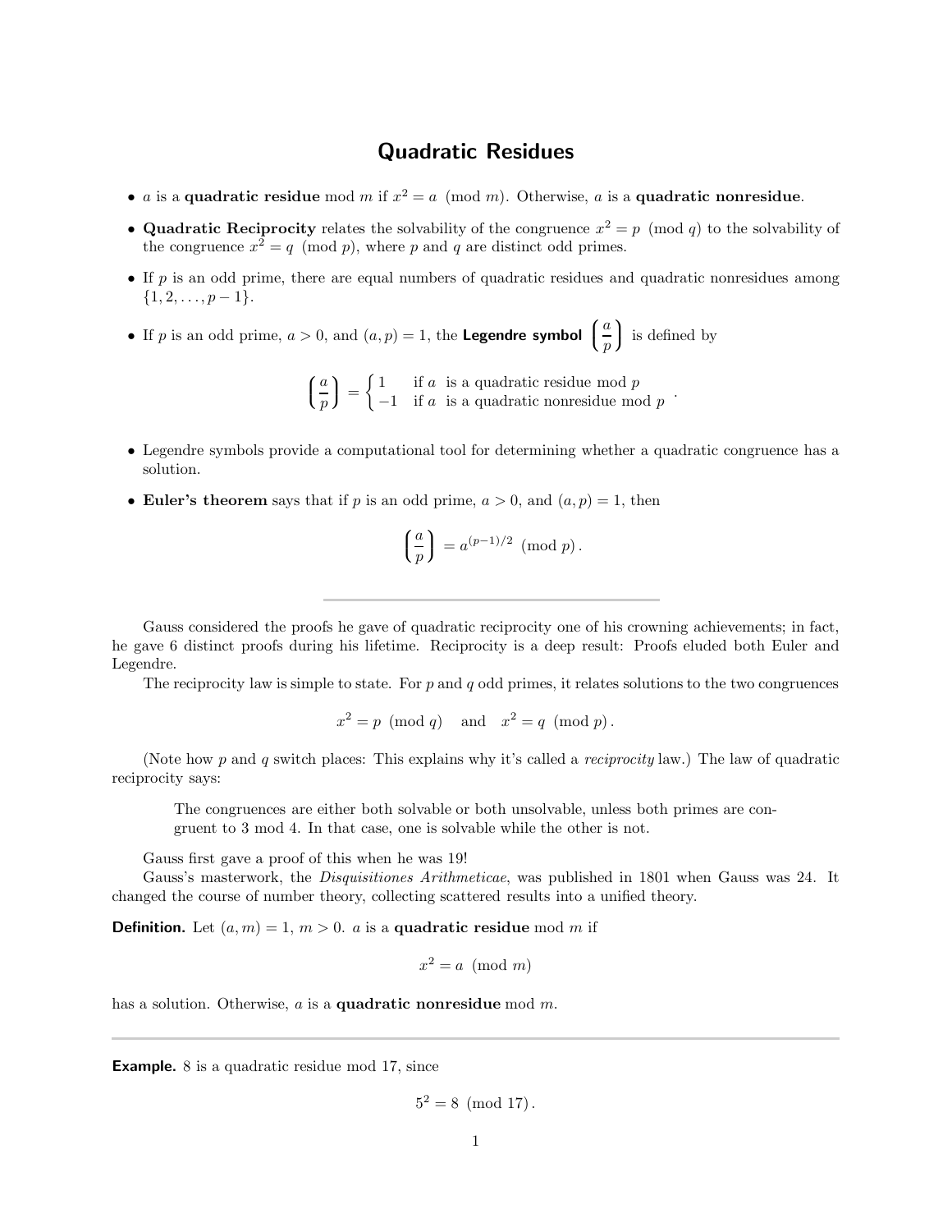# Quadratic Residues

- $a$ is a **quadratic residue** mod $m$ if $x^2 = a \pmod{m}$. Otherwise, $a$ is a **quadratic nonresidue**.
- **Quadratic Reciprocity** relates the solvability of the congruence $x^2 = p \pmod{q}$ to the solvability of the congruence $x^2 = q \pmod{p}$, where $p$ and $q$ are distinct odd primes.
- If $p$ is an odd prime, there are equal numbers of quadratic residues and quadratic nonresidues among $\{1, 2, \ldots, p-1\}$.
- If $p$ is an odd prime, $a > 0$, and $(a, p) = 1$, the **Legendre symbol** $\left(\dfrac{a}{p}\right)$ is defined by

$$\left(\frac{a}{p}\right) = \begin{cases} 1 & \text{if } a \text{ is a quadratic residue mod } p \\ -1 & \text{if } a \text{ is a quadratic nonresidue mod } p \end{cases}.$$

- Legendre symbols provide a computational tool for determining whether a quadratic congruence has a solution.
- **Euler's theorem** says that if $p$ is an odd prime, $a > 0$, and $(a, p) = 1$, then

$$\left(\frac{a}{p}\right) = a^{(p-1)/2} \pmod{p}.$$

---

Gauss considered the proofs he gave of quadratic reciprocity one of his crowning achievements; in fact, he gave 6 distinct proofs during his lifetime. Reciprocity is a deep result: Proofs eluded both Euler and Legendre.

The reciprocity law is simple to state. For $p$ and $q$ odd primes, it relates solutions to the two congruences

$$x^2 = p \pmod{q} \quad \text{and} \quad x^2 = q \pmod{p}.$$

(Note how $p$ and $q$ switch places: This explains why it's called a *reciprocity* law.) The law of quadratic reciprocity says:

> The congruences are either both solvable or both unsolvable, unless both primes are congruent to 3 mod 4. In that case, one is solvable while the other is not.

Gauss first gave a proof of this when he was 19!

Gauss's masterwork, the *Disquisitiones Arithmeticae*, was published in 1801 when Gauss was 24. It changed the course of number theory, collecting scattered results into a unified theory.

**Definition.** Let $(a, m) = 1$, $m > 0$. $a$ is a **quadratic residue** mod $m$ if

$$x^2 = a \pmod{m}$$

has a solution. Otherwise, $a$ is a **quadratic nonresidue** mod $m$.

---

**Example.** 8 is a quadratic residue mod 17, since

$$5^2 = 8 \pmod{17}.$$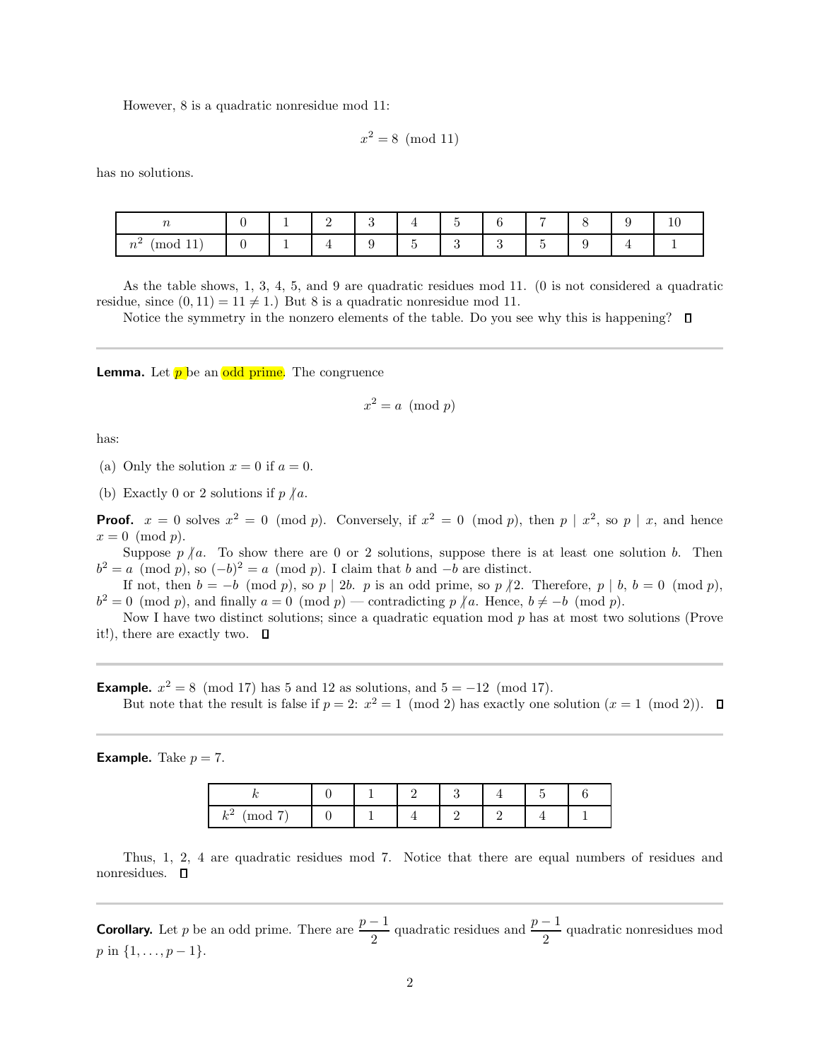However, 8 is a quadratic nonresidue mod 11:

$$x^2 = 8 \pmod{11}$$

has no solutions.

| $n$ | 0 | 1 | 2 | 3 | 4 | 5 | 6 | 7 | 8 | 9 | 10 |
|---|---|---|---|---|---|---|---|---|---|---|---|
| $n^2 \pmod{11}$ | 0 | 1 | 4 | 9 | 5 | 3 | 3 | 5 | 9 | 4 | 1 |

As the table shows, 1, 3, 4, 5, and 9 are quadratic residues mod 11. (0 is not considered a quadratic residue, since $(0, 11) = 11 \neq 1$.) But 8 is a quadratic nonresidue mod 11.

Notice the symmetry in the nonzero elements of the table. Do you see why this is happening? □

---

**Lemma.** Let $p$ be an odd prime. The congruence

$$x^2 = a \pmod{p}$$

has:

(a) Only the solution $x = 0$ if $a = 0$.

(b) Exactly 0 or 2 solutions if $p \not| a$.

**Proof.** $x = 0$ solves $x^2 = 0 \pmod{p}$. Conversely, if $x^2 = 0 \pmod{p}$, then $p \mid x^2$, so $p \mid x$, and hence $x = 0 \pmod{p}$.

Suppose $p \not| a$. To show there are 0 or 2 solutions, suppose there is at least one solution $b$. Then $b^2 = a \pmod{p}$, so $(-b)^2 = a \pmod{p}$. I claim that $b$ and $-b$ are distinct.

If not, then $b = -b \pmod{p}$, so $p \mid 2b$. $p$ is an odd prime, so $p \not| 2$. Therefore, $p \mid b$, $b = 0 \pmod{p}$, $b^2 = 0 \pmod{p}$, and finally $a = 0 \pmod{p}$ — contradicting $p \not| a$. Hence, $b \neq -b \pmod{p}$.

Now I have two distinct solutions; since a quadratic equation mod $p$ has at most two solutions (Prove it!), there are exactly two. □

---

**Example.** $x^2 = 8 \pmod{17}$ has 5 and 12 as solutions, and $5 = -12 \pmod{17}$.

But note that the result is false if $p = 2$: $x^2 = 1 \pmod{2}$ has exactly one solution ($x = 1 \pmod{2}$). □

---

**Example.** Take $p = 7$.

| $k$ | 0 | 1 | 2 | 3 | 4 | 5 | 6 |
|---|---|---|---|---|---|---|---|
| $k^2 \pmod{7}$ | 0 | 1 | 4 | 2 | 2 | 4 | 1 |

Thus, 1, 2, 4 are quadratic residues mod 7. Notice that there are equal numbers of residues and nonresidues. □

---

**Corollary.** Let $p$ be an odd prime. There are $\dfrac{p-1}{2}$ quadratic residues and $\dfrac{p-1}{2}$ quadratic nonresidues mod $p$ in $\{1, \ldots, p-1\}$.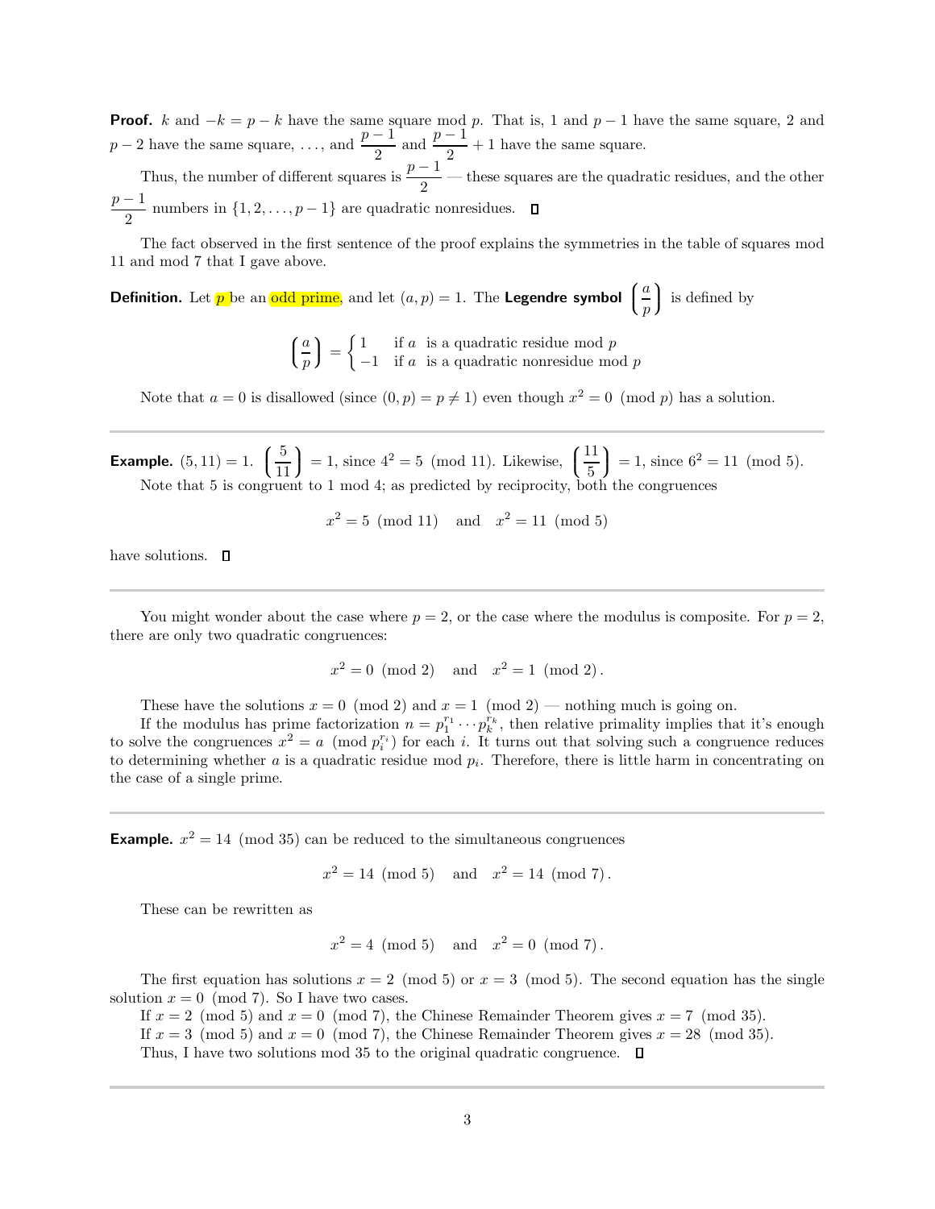**Proof.** $k$ and $-k = p - k$ have the same square mod $p$. That is, 1 and $p-1$ have the same square, 2 and $p-2$ have the same square, ..., and $\dfrac{p-1}{2}$ and $\dfrac{p-1}{2}+1$ have the same square.

Thus, the number of different squares is $\dfrac{p-1}{2}$ — these squares are the quadratic residues, and the other $\dfrac{p-1}{2}$ numbers in $\{1, 2, \ldots, p-1\}$ are quadratic nonresidues. $\square$

The fact observed in the first sentence of the proof explains the symmetries in the table of squares mod 11 and mod 7 that I gave above.

**Definition.** Let $p$ be an odd prime, and let $(a, p) = 1$. The **Legendre symbol** $\left(\dfrac{a}{p}\right)$ is defined by

$$\left(\frac{a}{p}\right) = \begin{cases} 1 & \text{if } a \text{ is a quadratic residue mod } p \\ -1 & \text{if } a \text{ is a quadratic nonresidue mod } p \end{cases}$$

Note that $a = 0$ is disallowed (since $(0, p) = p \neq 1$) even though $x^2 = 0 \pmod{p}$ has a solution.

---

**Example.** $(5, 11) = 1$. $\left(\dfrac{5}{11}\right) = 1$, since $4^2 = 5 \pmod{11}$. Likewise, $\left(\dfrac{11}{5}\right) = 1$, since $6^2 = 11 \pmod{5}$.

Note that 5 is congruent to 1 mod 4; as predicted by reciprocity, both the congruences

$$x^2 = 5 \pmod{11} \quad \text{and} \quad x^2 = 11 \pmod{5}$$

have solutions. $\square$

---

You might wonder about the case where $p = 2$, or the case where the modulus is composite. For $p = 2$, there are only two quadratic congruences:

$$x^2 = 0 \pmod{2} \quad \text{and} \quad x^2 = 1 \pmod{2}.$$

These have the solutions $x = 0 \pmod{2}$ and $x = 1 \pmod{2}$ — nothing much is going on.

If the modulus has prime factorization $n = p_1^{r_1} \cdots p_k^{r_k}$, then relative primality implies that it's enough to solve the congruences $x^2 = a \pmod{p_i^{r_i}}$ for each $i$. It turns out that solving such a congruence reduces to determining whether $a$ is a quadratic residue mod $p_i$. Therefore, there is little harm in concentrating on the case of a single prime.

---

**Example.** $x^2 = 14 \pmod{35}$ can be reduced to the simultaneous congruences

$$x^2 = 14 \pmod{5} \quad \text{and} \quad x^2 = 14 \pmod{7}.$$

These can be rewritten as

$$x^2 = 4 \pmod{5} \quad \text{and} \quad x^2 = 0 \pmod{7}.$$

The first equation has solutions $x = 2 \pmod{5}$ or $x = 3 \pmod{5}$. The second equation has the single solution $x = 0 \pmod{7}$. So I have two cases.

If $x = 2 \pmod{5}$ and $x = 0 \pmod{7}$, the Chinese Remainder Theorem gives $x = 7 \pmod{35}$.

If $x = 3 \pmod{5}$ and $x = 0 \pmod{7}$, the Chinese Remainder Theorem gives $x = 28 \pmod{35}$.

Thus, I have two solutions mod 35 to the original quadratic congruence. $\square$

---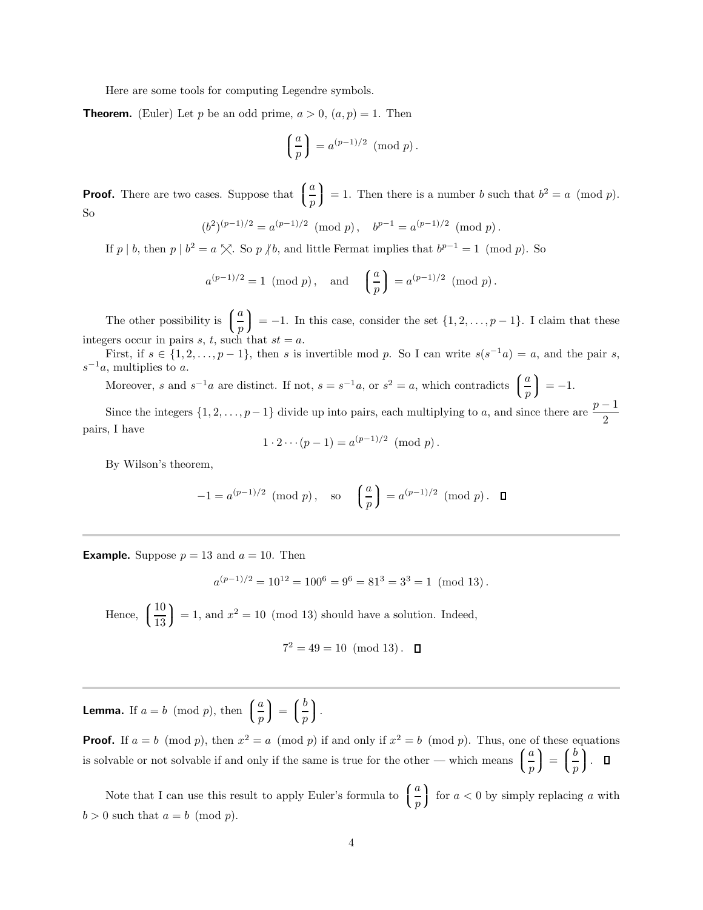Here are some tools for computing Legendre symbols.

**Theorem.** (Euler) Let $p$ be an odd prime, $a > 0$, $(a, p) = 1$. Then

$$\left(\frac{a}{p}\right) = a^{(p-1)/2} \pmod{p}.$$

**Proof.** There are two cases. Suppose that $\left(\frac{a}{p}\right) = 1$. Then there is a number $b$ such that $b^2 = a \pmod{p}$. So

$$(b^2)^{(p-1)/2} = a^{(p-1)/2} \pmod{p}, \quad b^{p-1} = a^{(p-1)/2} \pmod{p}.$$

If $p \mid b$, then $p \mid b^2 = a$ ⨯. So $p \not| b$, and little Fermat implies that $b^{p-1} = 1 \pmod{p}$. So

$$a^{(p-1)/2} = 1 \pmod{p}, \quad \text{and} \quad \left(\frac{a}{p}\right) = a^{(p-1)/2} \pmod{p}.$$

The other possibility is $\left(\frac{a}{p}\right) = -1$. In this case, consider the set $\{1, 2, \ldots, p-1\}$. I claim that these integers occur in pairs $s$, $t$, such that $st = a$.

First, if $s \in \{1, 2, \ldots, p-1\}$, then $s$ is invertible mod $p$. So I can write $s(s^{-1}a) = a$, and the pair $s$, $s^{-1}a$, multiplies to $a$.

Moreover, $s$ and $s^{-1}a$ are distinct. If not, $s = s^{-1}a$, or $s^2 = a$, which contradicts $\left(\frac{a}{p}\right) = -1$.

Since the integers $\{1, 2, \ldots, p-1\}$ divide up into pairs, each multiplying to $a$, and since there are $\frac{p-1}{2}$ pairs, I have

$$1 \cdot 2 \cdots (p-1) = a^{(p-1)/2} \pmod{p}.$$

By Wilson's theorem,

$$-1 = a^{(p-1)/2} \pmod{p}, \quad \text{so} \quad \left(\frac{a}{p}\right) = a^{(p-1)/2} \pmod{p}. \quad \square$$

---

**Example.** Suppose $p = 13$ and $a = 10$. Then

$$a^{(p-1)/2} = 10^{12} = 100^6 = 9^6 = 81^3 = 3^3 = 1 \pmod{13}.$$

Hence, $\left(\frac{10}{13}\right) = 1$, and $x^2 = 10 \pmod{13}$ should have a solution. Indeed,

$$7^2 = 49 = 10 \pmod{13}. \quad \square$$

---

**Lemma.** If $a = b \pmod{p}$, then $\left(\frac{a}{p}\right) = \left(\frac{b}{p}\right)$.

**Proof.** If $a = b \pmod{p}$, then $x^2 = a \pmod{p}$ if and only if $x^2 = b \pmod{p}$. Thus, one of these equations is solvable or not solvable if and only if the same is true for the other — which means $\left(\frac{a}{p}\right) = \left(\frac{b}{p}\right)$. $\square$

Note that I can use this result to apply Euler's formula to $\left(\frac{a}{p}\right)$ for $a < 0$ by simply replacing $a$ with $b > 0$ such that $a = b \pmod{p}$.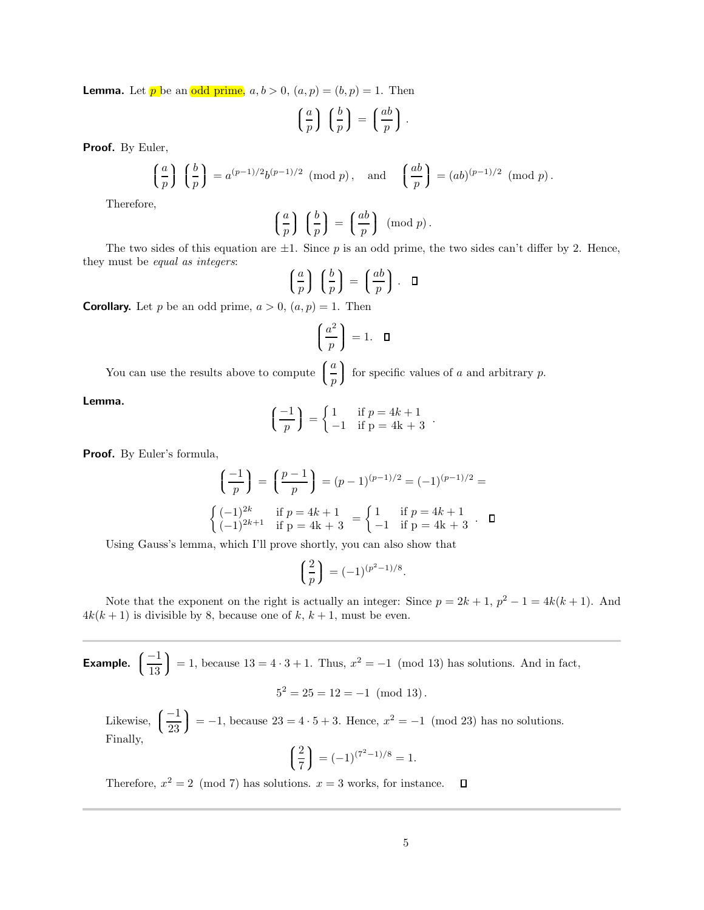**Lemma.** Let $p$ be an odd prime, $a, b > 0$, $(a,p) = (b,p) = 1$. Then

$$\left(\frac{a}{p}\right)\left(\frac{b}{p}\right) = \left(\frac{ab}{p}\right).$$

**Proof.** By Euler,

$$\left(\frac{a}{p}\right)\left(\frac{b}{p}\right) = a^{(p-1)/2}b^{(p-1)/2} \pmod{p}, \quad \text{and} \quad \left(\frac{ab}{p}\right) = (ab)^{(p-1)/2} \pmod{p}.$$

Therefore,

$$\left(\frac{a}{p}\right)\left(\frac{b}{p}\right) = \left(\frac{ab}{p}\right) \pmod{p}.$$

The two sides of this equation are $\pm 1$. Since $p$ is an odd prime, the two sides can't differ by 2. Hence, they must be *equal as integers*:

$$\left(\frac{a}{p}\right)\left(\frac{b}{p}\right) = \left(\frac{ab}{p}\right). \quad \square$$

**Corollary.** Let $p$ be an odd prime, $a > 0$, $(a,p) = 1$. Then

$$\left(\frac{a^2}{p}\right) = 1. \quad \square$$

You can use the results above to compute $\left(\frac{a}{p}\right)$ for specific values of $a$ and arbitrary $p$.

**Lemma.**

$$\left(\frac{-1}{p}\right) = \begin{cases} 1 & \text{if } p = 4k+1 \\ -1 & \text{if p = 4k + 3} \end{cases}.$$

**Proof.** By Euler's formula,

$$\left(\frac{-1}{p}\right) = \left(\frac{p-1}{p}\right) = (p-1)^{(p-1)/2} = (-1)^{(p-1)/2} =$$

$$\begin{cases} (-1)^{2k} & \text{if } p = 4k+1 \\ (-1)^{2k+1} & \text{if p = 4k + 3} \end{cases} = \begin{cases} 1 & \text{if } p = 4k+1 \\ -1 & \text{if p = 4k + 3} \end{cases}. \quad \square$$

Using Gauss's lemma, which I'll prove shortly, you can also show that

$$\left(\frac{2}{p}\right) = (-1)^{(p^2-1)/8}.$$

Note that the exponent on the right is actually an integer: Since $p = 2k+1$, $p^2 - 1 = 4k(k+1)$. And $4k(k+1)$ is divisible by 8, because one of $k$, $k+1$, must be even.

---

**Example.** $\left(\frac{-1}{13}\right) = 1$, because $13 = 4 \cdot 3 + 1$. Thus, $x^2 = -1 \pmod{13}$ has solutions. And in fact,

$$5^2 = 25 = 12 = -1 \pmod{13}.$$

Likewise, $\left(\frac{-1}{23}\right) = -1$, because $23 = 4 \cdot 5 + 3$. Hence, $x^2 = -1 \pmod{23}$ has no solutions.
Finally,

$$\left(\frac{2}{7}\right) = (-1)^{(7^2-1)/8} = 1.$$

Therefore, $x^2 = 2 \pmod{7}$ has solutions. $x = 3$ works, for instance. $\square$

---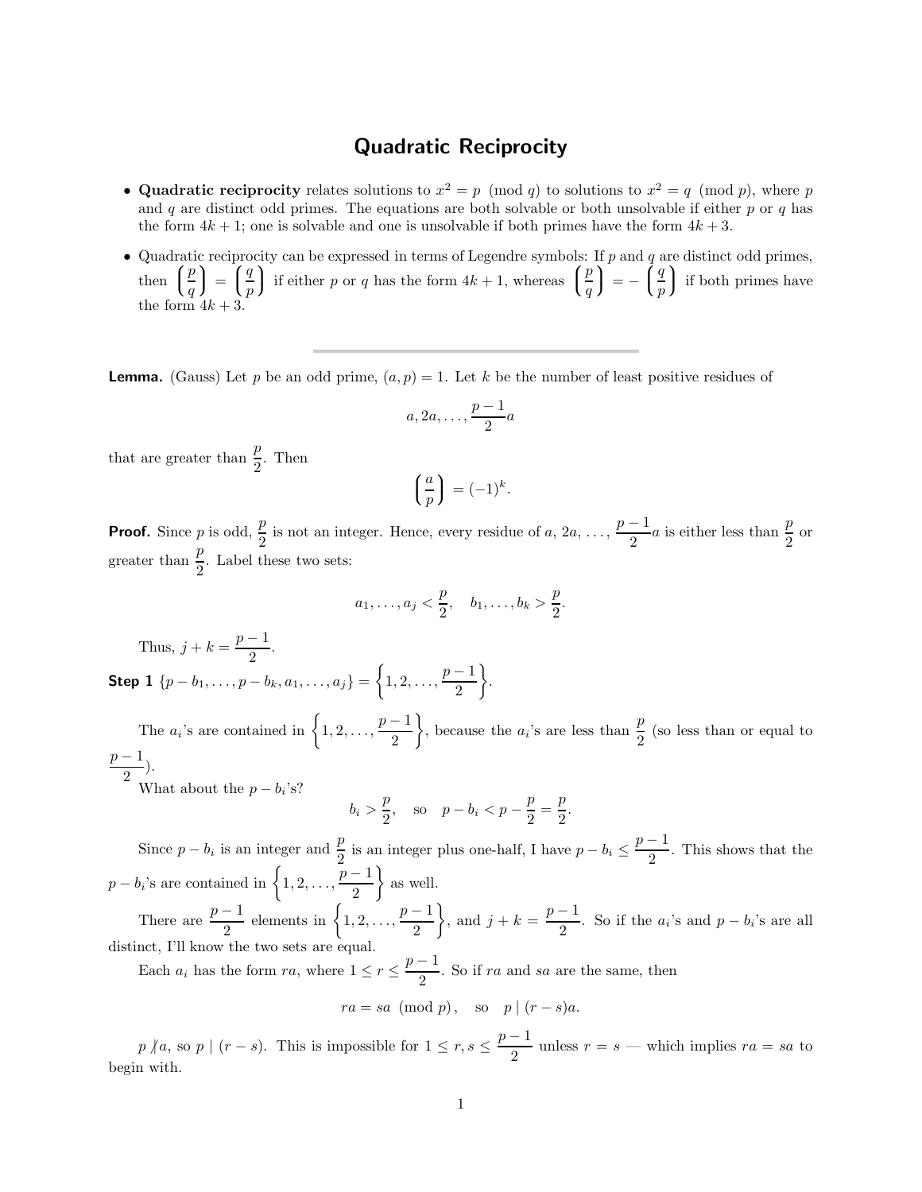# Quadratic Reciprocity

- **Quadratic reciprocity** relates solutions to $x^2 = p \pmod{q}$ to solutions to $x^2 = q \pmod{p}$, where $p$ and $q$ are distinct odd primes. The equations are both solvable or both unsolvable if either $p$ or $q$ has the form $4k+1$; one is solvable and one is unsolvable if both primes have the form $4k+3$.

- Quadratic reciprocity can be expressed in terms of Legendre symbols: If $p$ and $q$ are distinct odd primes, then $\left(\dfrac{p}{q}\right) = \left(\dfrac{q}{p}\right)$ if either $p$ or $q$ has the form $4k+1$, whereas $\left(\dfrac{p}{q}\right) = -\left(\dfrac{q}{p}\right)$ if both primes have the form $4k+3$.

---

**Lemma.** (Gauss) Let $p$ be an odd prime, $(a, p) = 1$. Let $k$ be the number of least positive residues of

$$a, 2a, \ldots, \frac{p-1}{2}a$$

that are greater than $\dfrac{p}{2}$. Then

$$\left(\frac{a}{p}\right) = (-1)^k.$$

**Proof.** Since $p$ is odd, $\dfrac{p}{2}$ is not an integer. Hence, every residue of $a$, $2a$, $\ldots$, $\dfrac{p-1}{2}a$ is either less than $\dfrac{p}{2}$ or greater than $\dfrac{p}{2}$. Label these two sets:

$$a_1, \ldots, a_j < \frac{p}{2}, \quad b_1, \ldots, b_k > \frac{p}{2}.$$

Thus, $j + k = \dfrac{p-1}{2}$.

**Step 1** $\{p - b_1, \ldots, p - b_k, a_1, \ldots, a_j\} = \left\{1, 2, \ldots, \dfrac{p-1}{2}\right\}$.

The $a_i$'s are contained in $\left\{1, 2, \ldots, \dfrac{p-1}{2}\right\}$, because the $a_i$'s are less than $\dfrac{p}{2}$ (so less than or equal to $\dfrac{p-1}{2}$).

What about the $p - b_i$'s?

$$b_i > \frac{p}{2}, \quad \text{so} \quad p - b_i < p - \frac{p}{2} = \frac{p}{2}.$$

Since $p - b_i$ is an integer and $\dfrac{p}{2}$ is an integer plus one-half, I have $p - b_i \le \dfrac{p-1}{2}$. This shows that the $p - b_i$'s are contained in $\left\{1, 2, \ldots, \dfrac{p-1}{2}\right\}$ as well.

There are $\dfrac{p-1}{2}$ elements in $\left\{1, 2, \ldots, \dfrac{p-1}{2}\right\}$, and $j + k = \dfrac{p-1}{2}$. So if the $a_i$'s and $p - b_i$'s are all distinct, I'll know the two sets are equal.

Each $a_i$ has the form $ra$, where $1 \le r \le \dfrac{p-1}{2}$. So if $ra$ and $sa$ are the same, then

$$ra = sa \pmod{p}, \quad \text{so} \quad p \mid (r - s)a.$$

$p \nmid a$, so $p \mid (r - s)$. This is impossible for $1 \le r, s \le \dfrac{p-1}{2}$ unless $r = s$ — which implies $ra = sa$ to begin with.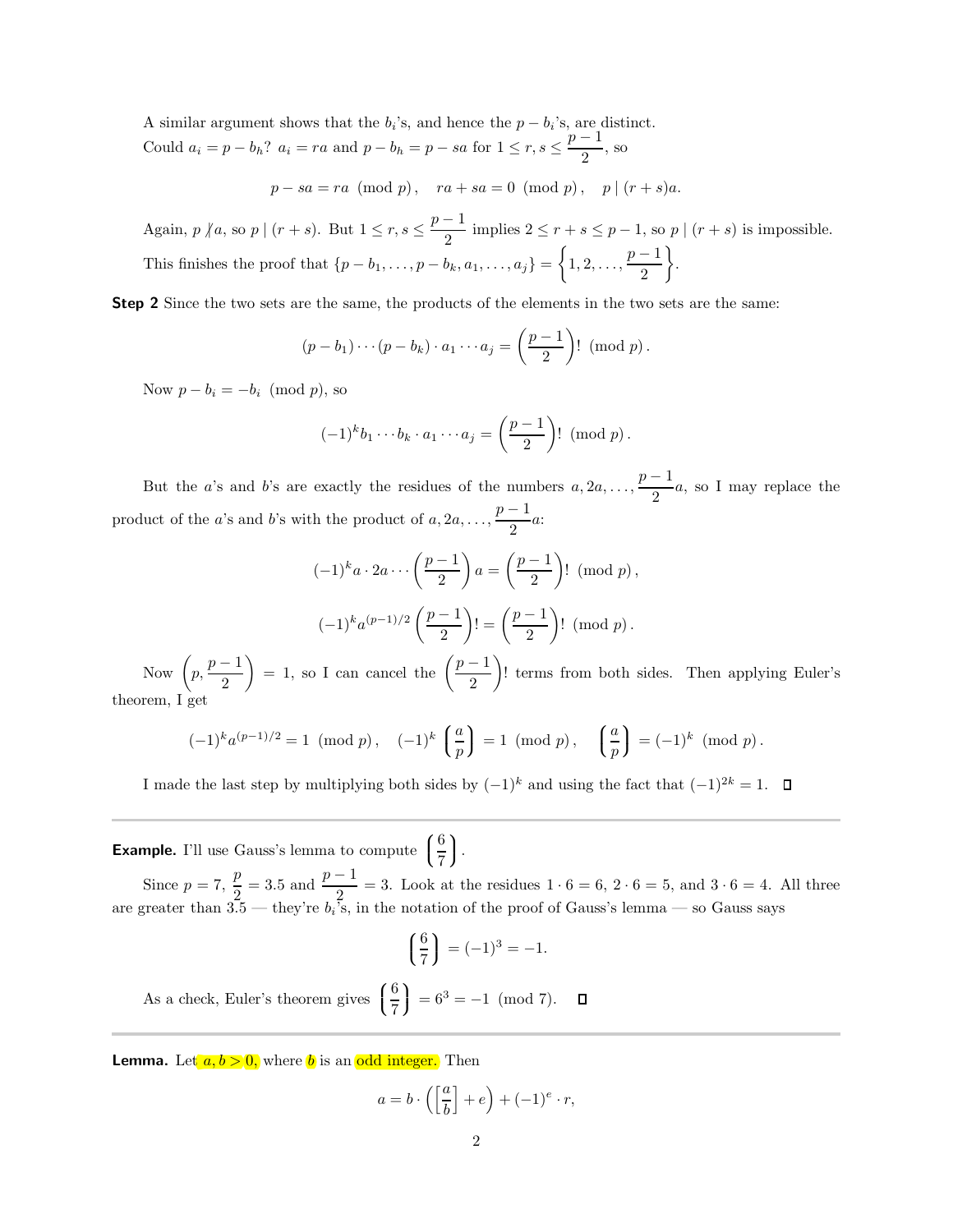A similar argument shows that the $b_i$'s, and hence the $p - b_i$'s, are distinct.

Could $a_i = p - b_h$? $a_i = ra$ and $p - b_h = p - sa$ for $1 \le r, s \le \dfrac{p-1}{2}$, so

$$p - sa = ra \pmod p, \quad ra + sa = 0 \pmod p, \quad p \mid (r+s)a.$$

Again, $p \not| a$, so $p \mid (r+s)$. But $1 \le r, s \le \dfrac{p-1}{2}$ implies $2 \le r + s \le p - 1$, so $p \mid (r+s)$ is impossible.

This finishes the proof that $\{p - b_1, \ldots, p - b_k, a_1, \ldots, a_j\} = \left\{1, 2, \ldots, \dfrac{p-1}{2}\right\}$.

**Step 2** Since the two sets are the same, the products of the elements in the two sets are the same:

$$(p - b_1) \cdots (p - b_k) \cdot a_1 \cdots a_j = \left(\frac{p-1}{2}\right)! \pmod p.$$

Now $p - b_i = -b_i \pmod p$, so

$$(-1)^k b_1 \cdots b_k \cdot a_1 \cdots a_j = \left(\frac{p-1}{2}\right)! \pmod p.$$

But the $a$'s and $b$'s are exactly the residues of the numbers $a, 2a, \ldots, \dfrac{p-1}{2}a$, so I may replace the product of the $a$'s and $b$'s with the product of $a, 2a, \ldots, \dfrac{p-1}{2}a$:

$$(-1)^k a \cdot 2a \cdots \left(\frac{p-1}{2}\right) a = \left(\frac{p-1}{2}\right)! \pmod p,$$

$$(-1)^k a^{(p-1)/2} \left(\frac{p-1}{2}\right)! = \left(\frac{p-1}{2}\right)! \pmod p.$$

Now $\left(p, \dfrac{p-1}{2}\right) = 1$, so I can cancel the $\left(\dfrac{p-1}{2}\right)!$ terms from both sides. Then applying Euler's theorem, I get

$$(-1)^k a^{(p-1)/2} = 1 \pmod p, \quad (-1)^k \left(\frac{a}{p}\right) = 1 \pmod p, \quad \left(\frac{a}{p}\right) = (-1)^k \pmod p.$$

I made the last step by multiplying both sides by $(-1)^k$ and using the fact that $(-1)^{2k} = 1$. □

---

**Example.** I'll use Gauss's lemma to compute $\left(\dfrac{6}{7}\right)$.

Since $p = 7$, $\dfrac{p}{2} = 3.5$ and $\dfrac{p-1}{2} = 3$. Look at the residues $1 \cdot 6 = 6$, $2 \cdot 6 = 5$, and $3 \cdot 6 = 4$. All three are greater than 3.5 — they're $b_i$'s, in the notation of the proof of Gauss's lemma — so Gauss says

$$\left(\frac{6}{7}\right) = (-1)^3 = -1.$$

As a check, Euler's theorem gives $\left(\dfrac{6}{7}\right) = 6^3 = -1 \pmod 7$. □

---

**Lemma.** Let $a, b > 0$, where $b$ is an odd integer. Then

$$a = b \cdot \left(\left[\frac{a}{b}\right] + e\right) + (-1)^e \cdot r,$$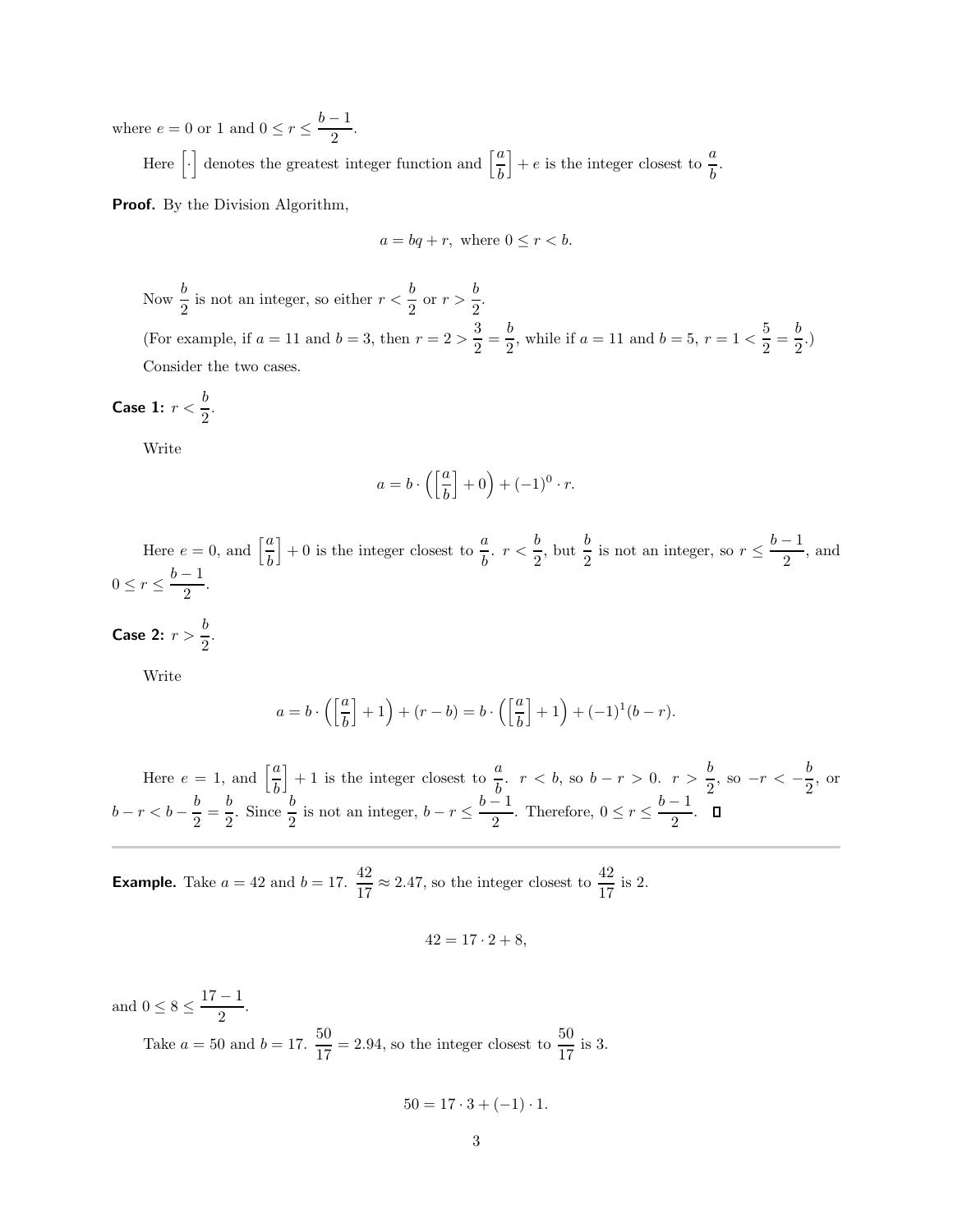where $e = 0$ or $1$ and $0 \le r \le \dfrac{b-1}{2}$.

Here $\left[\cdot\right]$ denotes the greatest integer function and $\left[\dfrac{a}{b}\right] + e$ is the integer closest to $\dfrac{a}{b}$.

**Proof.** By the Division Algorithm,

$$a = bq + r, \text{ where } 0 \le r < b.$$

Now $\dfrac{b}{2}$ is not an integer, so either $r < \dfrac{b}{2}$ or $r > \dfrac{b}{2}$.

(For example, if $a = 11$ and $b = 3$, then $r = 2 > \dfrac{3}{2} = \dfrac{b}{2}$, while if $a = 11$ and $b = 5$, $r = 1 < \dfrac{5}{2} = \dfrac{b}{2}$.)

Consider the two cases.

**Case 1:** $r < \dfrac{b}{2}$.

Write

$$a = b \cdot \left(\left[\frac{a}{b}\right] + 0\right) + (-1)^0 \cdot r.$$

Here $e = 0$, and $\left[\dfrac{a}{b}\right] + 0$ is the integer closest to $\dfrac{a}{b}$. $r < \dfrac{b}{2}$, but $\dfrac{b}{2}$ is not an integer, so $r \le \dfrac{b-1}{2}$, and $0 \le r \le \dfrac{b-1}{2}$.

**Case 2:** $r > \dfrac{b}{2}$.

Write

$$a = b \cdot \left(\left[\frac{a}{b}\right] + 1\right) + (r - b) = b \cdot \left(\left[\frac{a}{b}\right] + 1\right) + (-1)^1 (b - r).$$

Here $e = 1$, and $\left[\dfrac{a}{b}\right] + 1$ is the integer closest to $\dfrac{a}{b}$. $r < b$, so $b - r > 0$. $r > \dfrac{b}{2}$, so $-r < -\dfrac{b}{2}$, or $b - r < b - \dfrac{b}{2} = \dfrac{b}{2}$. Since $\dfrac{b}{2}$ is not an integer, $b - r \le \dfrac{b-1}{2}$. Therefore, $0 \le r \le \dfrac{b-1}{2}$. $\square$

---

**Example.** Take $a = 42$ and $b = 17$. $\dfrac{42}{17} \approx 2.47$, so the integer closest to $\dfrac{42}{17}$ is 2.

$$42 = 17 \cdot 2 + 8,$$

and $0 \le 8 \le \dfrac{17-1}{2}$.

Take $a = 50$ and $b = 17$. $\dfrac{50}{17} = 2.94$, so the integer closest to $\dfrac{50}{17}$ is 3.

$$50 = 17 \cdot 3 + (-1) \cdot 1.$$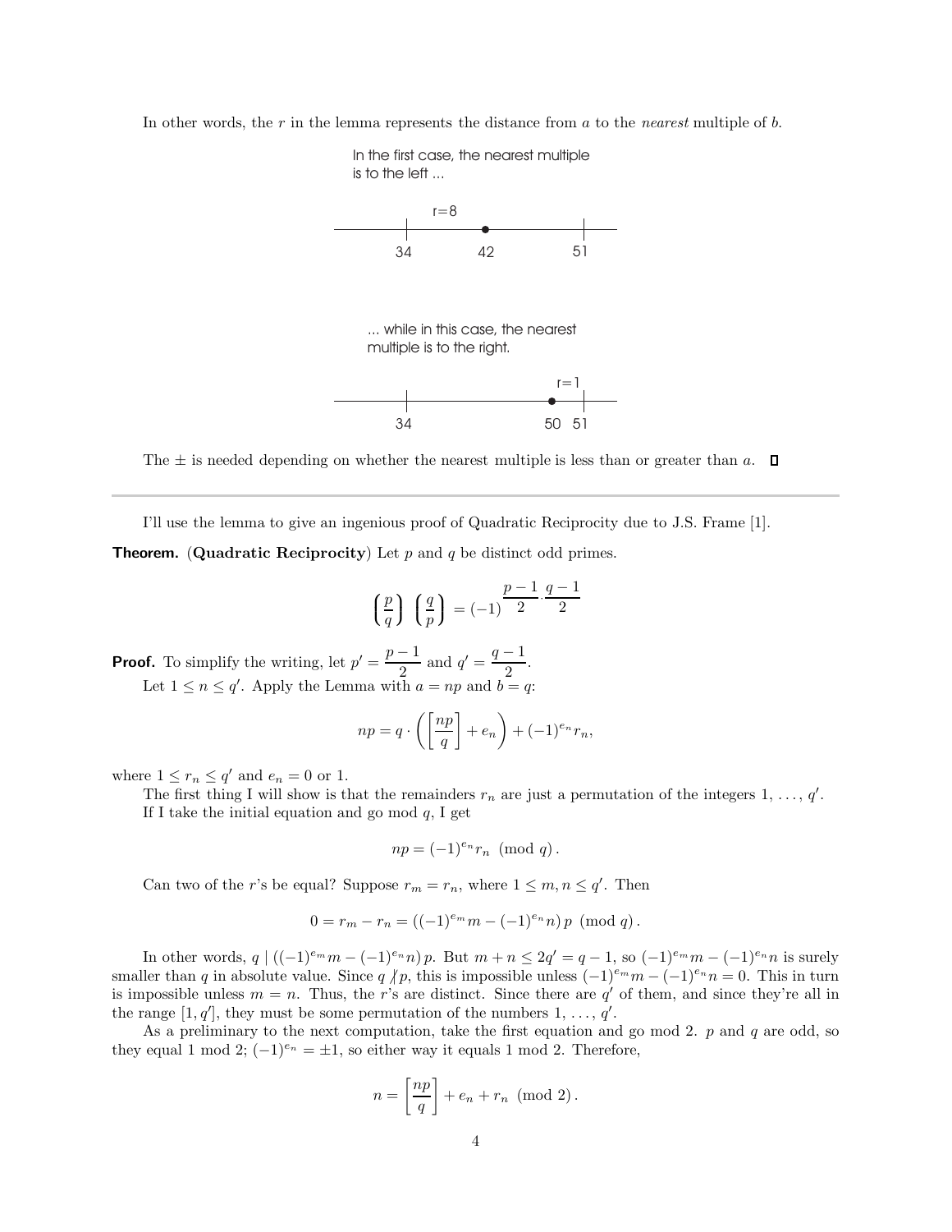In other words, the $r$ in the lemma represents the distance from $a$ to the *nearest* multiple of $b$.

In the first case, the nearest multiple is to the left ...

r=8

34 42 51

... while in this case, the nearest multiple is to the right.

r=1

34 50 51

The $\pm$ is needed depending on whether the nearest multiple is less than or greater than $a$. $\square$

---

I'll use the lemma to give an ingenious proof of Quadratic Reciprocity due to J.S. Frame [1].

**Theorem.** (**Quadratic Reciprocity**) Let $p$ and $q$ be distinct odd primes.

$$\left(\frac{p}{q}\right)\left(\frac{q}{p}\right) = (-1)^{\frac{p-1}{2}\cdot\frac{q-1}{2}}$$

**Proof.** To simplify the writing, let $p' = \dfrac{p-1}{2}$ and $q' = \dfrac{q-1}{2}$.

Let $1 \le n \le q'$. Apply the Lemma with $a = np$ and $b = q$:

$$np = q \cdot \left(\left[\frac{np}{q}\right] + e_n\right) + (-1)^{e_n} r_n,$$

where $1 \le r_n \le q'$ and $e_n = 0$ or 1.

The first thing I will show is that the remainders $r_n$ are just a permutation of the integers $1, \ldots, q'$.

If I take the initial equation and go mod $q$, I get

$$np = (-1)^{e_n} r_n \pmod{q}.$$

Can two of the $r$'s be equal? Suppose $r_m = r_n$, where $1 \le m, n \le q'$. Then

$$0 = r_m - r_n = \left((-1)^{e_m} m - (-1)^{e_n} n\right) p \pmod{q}.$$

In other words, $q \mid ((-1)^{e_m} m - (-1)^{e_n} n)\, p$. But $m + n \le 2q' = q - 1$, so $(-1)^{e_m} m - (-1)^{e_n} n$ is surely smaller than $q$ in absolute value. Since $q \nmid p$, this is impossible unless $(-1)^{e_m} m - (-1)^{e_n} n = 0$. This in turn is impossible unless $m = n$. Thus, the $r$'s are distinct. Since there are $q'$ of them, and since they're all in the range $[1, q']$, they must be some permutation of the numbers $1, \ldots, q'$.

As a preliminary to the next computation, take the first equation and go mod 2. $p$ and $q$ are odd, so they equal 1 mod 2; $(-1)^{e_n} = \pm 1$, so either way it equals 1 mod 2. Therefore,

$$n = \left[\frac{np}{q}\right] + e_n + r_n \pmod{2}.$$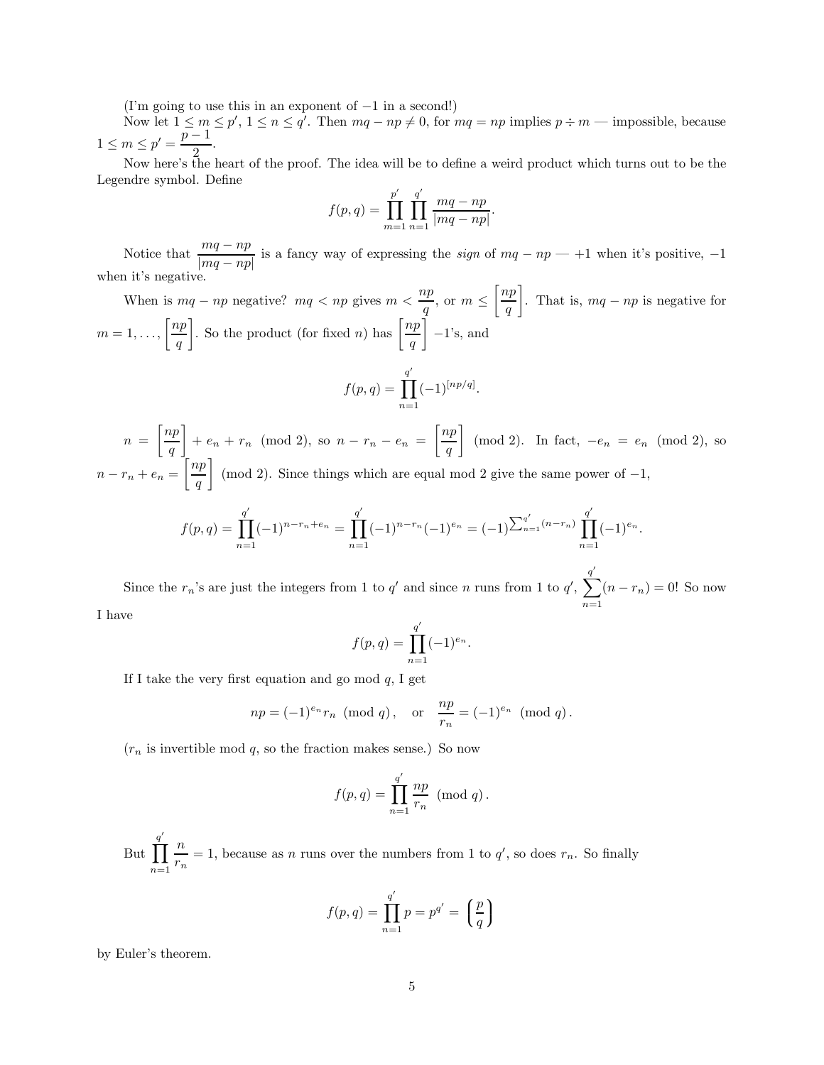(I'm going to use this in an exponent of $-1$ in a second!)

Now let $1 \le m \le p'$, $1 \le n \le q'$. Then $mq - np \ne 0$, for $mq = np$ implies $p \div m$ — impossible, because $1 \le m \le p' = \dfrac{p-1}{2}$.

Now here's the heart of the proof. The idea will be to define a weird product which turns out to be the Legendre symbol. Define

$$f(p, q) = \prod_{m=1}^{p'} \prod_{n=1}^{q'} \frac{mq - np}{|mq - np|}.$$

Notice that $\dfrac{mq - np}{|mq - np|}$ is a fancy way of expressing the *sign* of $mq - np$ — $+1$ when it's positive, $-1$ when it's negative.

When is $mq - np$ negative? $mq < np$ gives $m < \dfrac{np}{q}$, or $m \le \left[\dfrac{np}{q}\right]$. That is, $mq - np$ is negative for $m = 1, \ldots, \left[\dfrac{np}{q}\right]$. So the product (for fixed $n$) has $\left[\dfrac{np}{q}\right]$ $-1$'s, and

$$f(p, q) = \prod_{n=1}^{q'} (-1)^{[np/q]}.$$

$n = \left[\dfrac{np}{q}\right] + e_n + r_n \pmod 2$, so $n - r_n - e_n = \left[\dfrac{np}{q}\right] \pmod 2$. In fact, $-e_n = e_n \pmod 2$, so $n - r_n + e_n = \left[\dfrac{np}{q}\right] \pmod 2$. Since things which are equal mod 2 give the same power of $-1$,

$$f(p, q) = \prod_{n=1}^{q'} (-1)^{n - r_n + e_n} = \prod_{n=1}^{q'} (-1)^{n - r_n} (-1)^{e_n} = (-1)^{\sum_{n=1}^{q'} (n - r_n)} \prod_{n=1}^{q'} (-1)^{e_n}.$$

Since the $r_n$'s are just the integers from 1 to $q'$ and since $n$ runs from 1 to $q'$, $\displaystyle\sum_{n=1}^{q'} (n - r_n) = 0$! So now I have

$$f(p, q) = \prod_{n=1}^{q'} (-1)^{e_n}.$$

If I take the very first equation and go mod $q$, I get

$$np = (-1)^{e_n} r_n \pmod q, \quad \text{or} \quad \frac{np}{r_n} = (-1)^{e_n} \pmod q.$$

($r_n$ is invertible mod $q$, so the fraction makes sense.) So now

$$f(p, q) = \prod_{n=1}^{q'} \frac{np}{r_n} \pmod q.$$

But $\displaystyle\prod_{n=1}^{q'} \frac{n}{r_n} = 1$, because as $n$ runs over the numbers from 1 to $q'$, so does $r_n$. So finally

$$f(p, q) = \prod_{n=1}^{q'} p = p^{q'} = \left(\frac{p}{q}\right)$$

by Euler's theorem.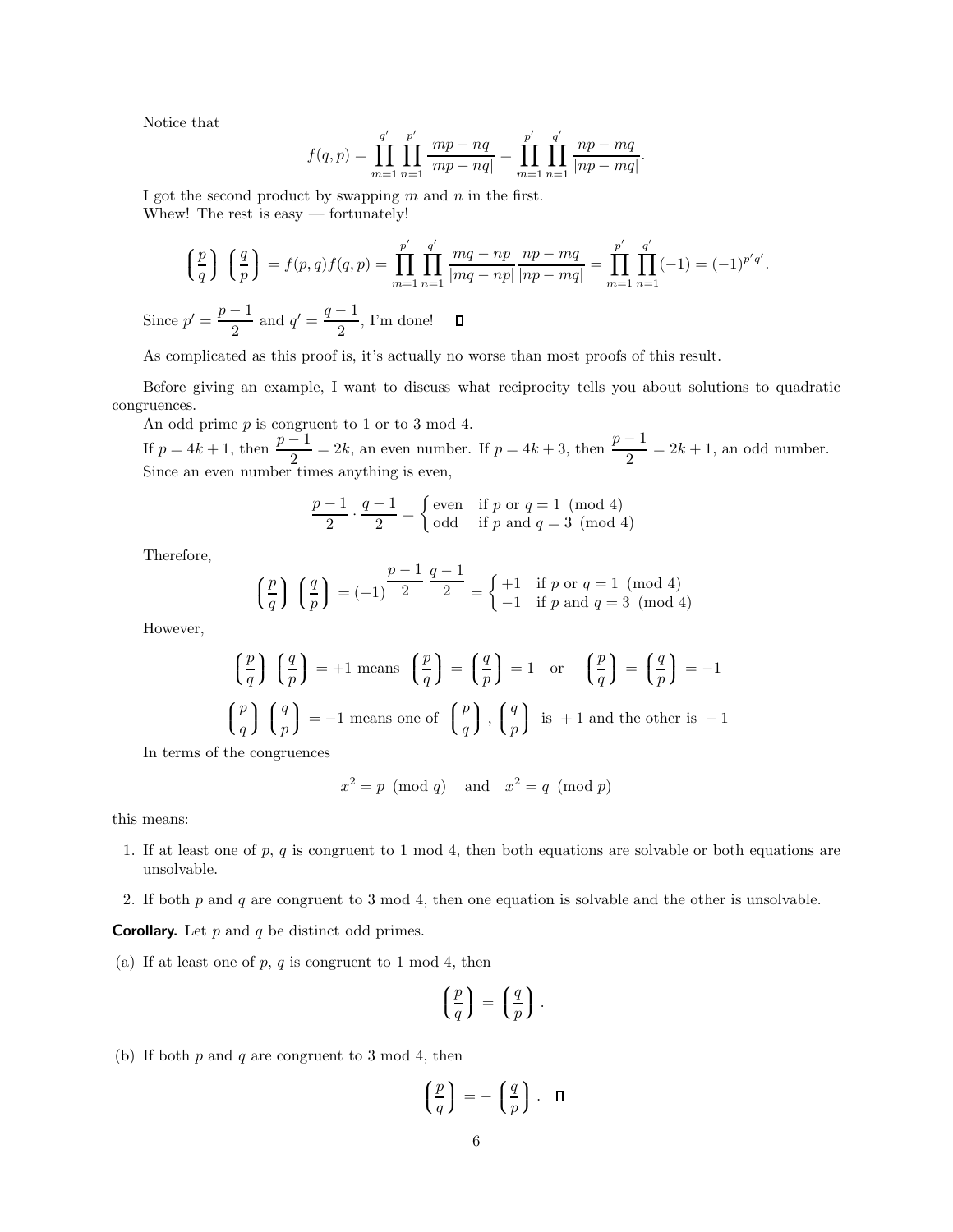Notice that

$$f(q,p) = \prod_{m=1}^{q'} \prod_{n=1}^{p'} \frac{mp - nq}{|mp - nq|} = \prod_{m=1}^{p'} \prod_{n=1}^{q'} \frac{np - mq}{|np - mq|}.$$

I got the second product by swapping $m$ and $n$ in the first.

Whew! The rest is easy — fortunately!

$$\left(\frac{p}{q}\right) \left(\frac{q}{p}\right) = f(p,q)f(q,p) = \prod_{m=1}^{p'} \prod_{n=1}^{q'} \frac{mq - np}{|mq - np|} \frac{np - mq}{|np - mq|} = \prod_{m=1}^{p'} \prod_{n=1}^{q'} (-1) = (-1)^{p'q'}.$$

Since $p' = \dfrac{p-1}{2}$ and $q' = \dfrac{q-1}{2}$, I'm done! □

As complicated as this proof is, it's actually no worse than most proofs of this result.

Before giving an example, I want to discuss what reciprocity tells you about solutions to quadratic congruences.

An odd prime $p$ is congruent to 1 or to 3 mod 4.

If $p = 4k+1$, then $\dfrac{p-1}{2} = 2k$, an even number. If $p = 4k+3$, then $\dfrac{p-1}{2} = 2k+1$, an odd number. Since an even number times anything is even,

$$\frac{p-1}{2} \cdot \frac{q-1}{2} = \begin{cases} \text{even} & \text{if } p \text{ or } q = 1 \pmod 4 \\ \text{odd} & \text{if } p \text{ and } q = 3 \pmod 4 \end{cases}$$

Therefore,

$$\left(\frac{p}{q}\right) \left(\frac{q}{p}\right) = (-1)^{\frac{p-1}{2} \cdot \frac{q-1}{2}} = \begin{cases} +1 & \text{if } p \text{ or } q = 1 \pmod 4 \\ -1 & \text{if } p \text{ and } q = 3 \pmod 4 \end{cases}$$

However,

$$\left(\frac{p}{q}\right) \left(\frac{q}{p}\right) = +1 \text{ means } \left(\frac{p}{q}\right) = \left(\frac{q}{p}\right) = 1 \quad \text{or} \quad \left(\frac{p}{q}\right) = \left(\frac{q}{p}\right) = -1$$

$$\left(\frac{p}{q}\right) \left(\frac{q}{p}\right) = -1 \text{ means one of } \left(\frac{p}{q}\right), \left(\frac{q}{p}\right) \text{ is } +1 \text{ and the other is } -1$$

In terms of the congruences

$$x^2 = p \pmod q \quad \text{and} \quad x^2 = q \pmod p$$

this means:

1. If at least one of $p$, $q$ is congruent to 1 mod 4, then both equations are solvable or both equations are unsolvable.
2. If both $p$ and $q$ are congruent to 3 mod 4, then one equation is solvable and the other is unsolvable.

**Corollary.** Let $p$ and $q$ be distinct odd primes.

(a) If at least one of $p$, $q$ is congruent to 1 mod 4, then

$$\left(\frac{p}{q}\right) = \left(\frac{q}{p}\right).$$

(b) If both $p$ and $q$ are congruent to 3 mod 4, then

$$\left(\frac{p}{q}\right) = -\left(\frac{q}{p}\right). \quad \square$$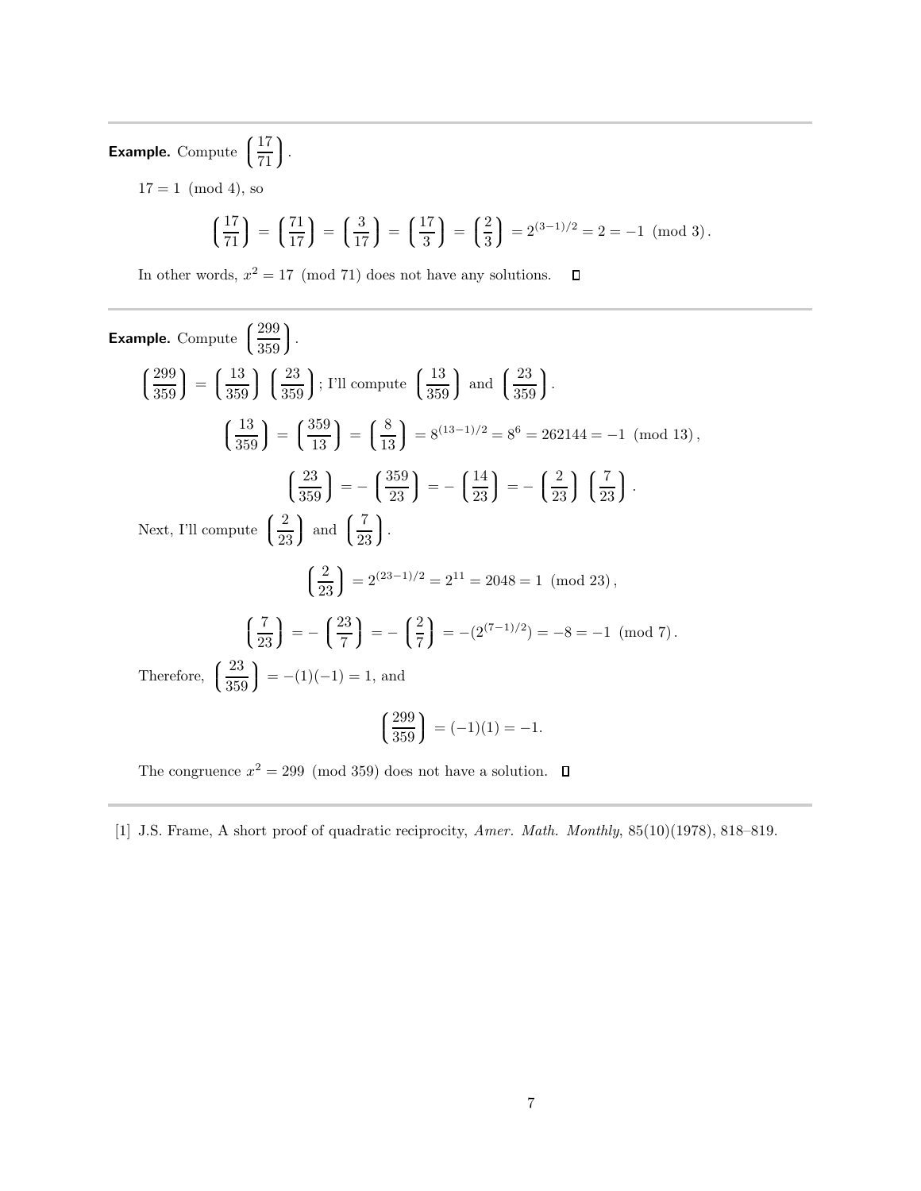**Example.** Compute $\left(\dfrac{17}{71}\right)$.

$17 = 1 \pmod 4$, so

$$\left(\frac{17}{71}\right) = \left(\frac{71}{17}\right) = \left(\frac{3}{17}\right) = \left(\frac{17}{3}\right) = \left(\frac{2}{3}\right) = 2^{(3-1)/2} = 2 = -1 \pmod 3.$$

In other words, $x^2 = 17 \pmod{71}$ does not have any solutions. □

---

**Example.** Compute $\left(\dfrac{299}{359}\right)$.

$\left(\dfrac{299}{359}\right) = \left(\dfrac{13}{359}\right)\left(\dfrac{23}{359}\right)$; I'll compute $\left(\dfrac{13}{359}\right)$ and $\left(\dfrac{23}{359}\right)$.

$$\left(\frac{13}{359}\right) = \left(\frac{359}{13}\right) = \left(\frac{8}{13}\right) = 8^{(13-1)/2} = 8^6 = 262144 = -1 \pmod{13},$$

$$\left(\frac{23}{359}\right) = -\left(\frac{359}{23}\right) = -\left(\frac{14}{23}\right) = -\left(\frac{2}{23}\right)\left(\frac{7}{23}\right).$$

Next, I'll compute $\left(\dfrac{2}{23}\right)$ and $\left(\dfrac{7}{23}\right)$.

$$\left(\frac{2}{23}\right) = 2^{(23-1)/2} = 2^{11} = 2048 = 1 \pmod{23},$$

$$\left(\frac{7}{23}\right) = -\left(\frac{23}{7}\right) = -\left(\frac{2}{7}\right) = -(2^{(7-1)/2}) = -8 = -1 \pmod 7.$$

Therefore, $\left(\dfrac{23}{359}\right) = -(1)(-1) = 1$, and

$$\left(\frac{299}{359}\right) = (-1)(1) = -1.$$

The congruence $x^2 = 299 \pmod{359}$ does not have a solution. □

---

[1] J.S. Frame, A short proof of quadratic reciprocity, *Amer. Math. Monthly*, 85(10)(1978), 818–819.